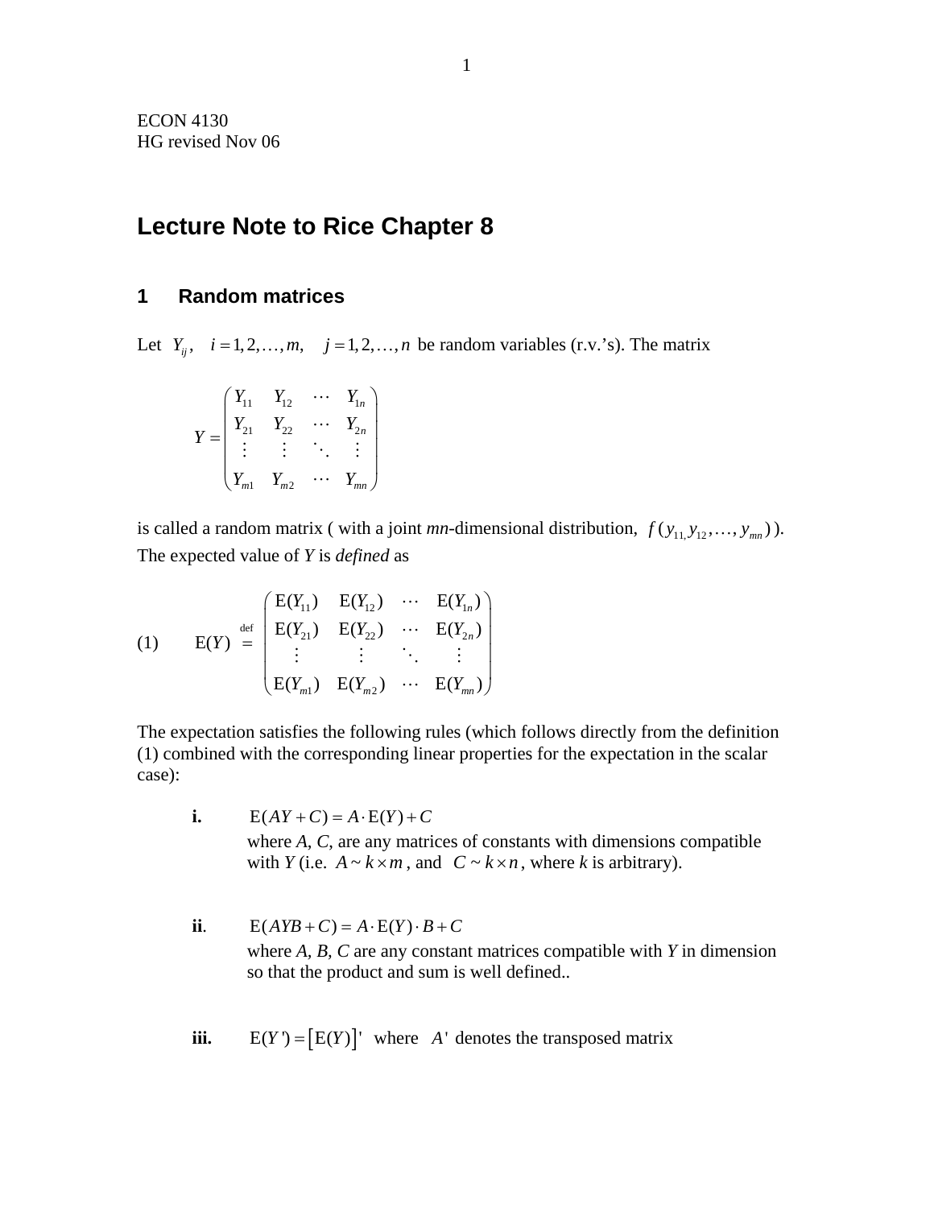ECON 4130
HG revised Nov 06

# Lecture Note to Rice Chapter 8

## 1 Random matrices

Let $Y_{ij}, \quad i = 1, 2, \ldots, m, \quad j = 1, 2, \ldots, n$ be random variables (r.v.'s). The matrix

$$Y = \begin{pmatrix} Y_{11} & Y_{12} & \cdots & Y_{1n} \\ Y_{21} & Y_{22} & \cdots & Y_{2n} \\ \vdots & \vdots & \ddots & \vdots \\ Y_{m1} & Y_{m2} & \cdots & Y_{mn} \end{pmatrix}$$

is called a random matrix ( with a joint *mn*-dimensional distribution, $f(y_{11}, y_{12}, \ldots, y_{mn})$ ). The expected value of *Y* is *defined* as

$$\text{(1)} \qquad \mathrm{E}(Y) \overset{\text{def}}{=} \begin{pmatrix} \mathrm{E}(Y_{11}) & \mathrm{E}(Y_{12}) & \cdots & \mathrm{E}(Y_{1n}) \\ \mathrm{E}(Y_{21}) & \mathrm{E}(Y_{22}) & \cdots & \mathrm{E}(Y_{2n}) \\ \vdots & \vdots & \ddots & \vdots \\ \mathrm{E}(Y_{m1}) & \mathrm{E}(Y_{m2}) & \cdots & \mathrm{E}(Y_{mn}) \end{pmatrix}$$

The expectation satisfies the following rules (which follows directly from the definition (1) combined with the corresponding linear properties for the expectation in the scalar case):

**i.** $\mathrm{E}(AY + C) = A \cdot \mathrm{E}(Y) + C$
where *A*, *C*, are any matrices of constants with dimensions compatible with *Y* (i.e. $A \sim k \times m$, and $C \sim k \times n$, where *k* is arbitrary).

**ii**. $\mathrm{E}(AYB + C) = A \cdot \mathrm{E}(Y) \cdot B + C$
where *A*, *B*, *C* are any constant matrices compatible with *Y* in dimension so that the product and sum is well defined..

**iii.** $\mathrm{E}(Y') = \left[\mathrm{E}(Y)\right]'$ where $A'$ denotes the transposed matrix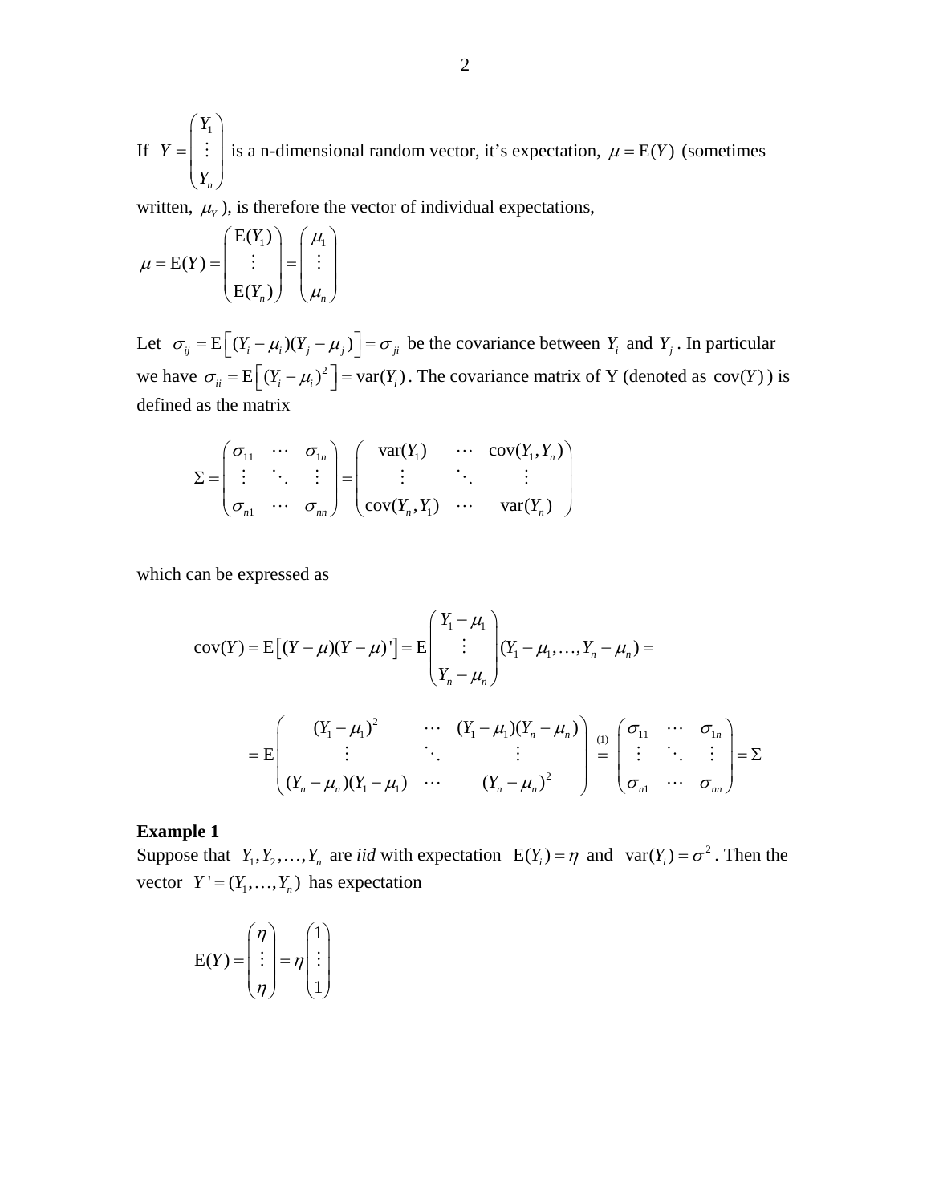If $Y = \begin{pmatrix} Y_1 \\ \vdots \\ Y_n \end{pmatrix}$ is a n-dimensional random vector, it's expectation, $\mu = \mathrm{E}(Y)$ (sometimes written, $\mu_Y$), is therefore the vector of individual expectations,

$$\mu = \mathrm{E}(Y) = \begin{pmatrix} \mathrm{E}(Y_1) \\ \vdots \\ \mathrm{E}(Y_n) \end{pmatrix} = \begin{pmatrix} \mu_1 \\ \vdots \\ \mu_n \end{pmatrix}$$

Let $\sigma_{ij} = \mathrm{E}\left[(Y_i - \mu_i)(Y_j - \mu_j)\right] = \sigma_{ji}$ be the covariance between $Y_i$ and $Y_j$. In particular we have $\sigma_{ii} = \mathrm{E}\left[(Y_i - \mu_i)^2\right] = \mathrm{var}(Y_i)$. The covariance matrix of Y (denoted as $\mathrm{cov}(Y)$) is defined as the matrix

$$\Sigma = \begin{pmatrix} \sigma_{11} & \cdots & \sigma_{1n} \\ \vdots & \ddots & \vdots \\ \sigma_{n1} & \cdots & \sigma_{nn} \end{pmatrix} = \begin{pmatrix} \mathrm{var}(Y_1) & \cdots & \mathrm{cov}(Y_1, Y_n) \\ \vdots & \ddots & \vdots \\ \mathrm{cov}(Y_n, Y_1) & \cdots & \mathrm{var}(Y_n) \end{pmatrix}$$

which can be expressed as

$$\mathrm{cov}(Y) = \mathrm{E}\left[(Y - \mu)(Y - \mu)'\right] = \mathrm{E}\begin{pmatrix} Y_1 - \mu_1 \\ \vdots \\ Y_n - \mu_n \end{pmatrix}(Y_1 - \mu_1, \ldots, Y_n - \mu_n) =$$

$$= \mathrm{E}\begin{pmatrix} (Y_1 - \mu_1)^2 & \cdots & (Y_1 - \mu_1)(Y_n - \mu_n) \\ \vdots & \ddots & \vdots \\ (Y_n - \mu_n)(Y_1 - \mu_1) & \cdots & (Y_n - \mu_n)^2 \end{pmatrix} \overset{(1)}{=} \begin{pmatrix} \sigma_{11} & \cdots & \sigma_{1n} \\ \vdots & \ddots & \vdots \\ \sigma_{n1} & \cdots & \sigma_{nn} \end{pmatrix} = \Sigma$$

**Example 1**

Suppose that $Y_1, Y_2, \ldots, Y_n$ are *iid* with expectation $\mathrm{E}(Y_i) = \eta$ and $\mathrm{var}(Y_i) = \sigma^2$. Then the vector $Y' = (Y_1, \ldots, Y_n)$ has expectation

$$\mathrm{E}(Y) = \begin{pmatrix} \eta \\ \vdots \\ \eta \end{pmatrix} = \eta \begin{pmatrix} 1 \\ \vdots \\ 1 \end{pmatrix}$$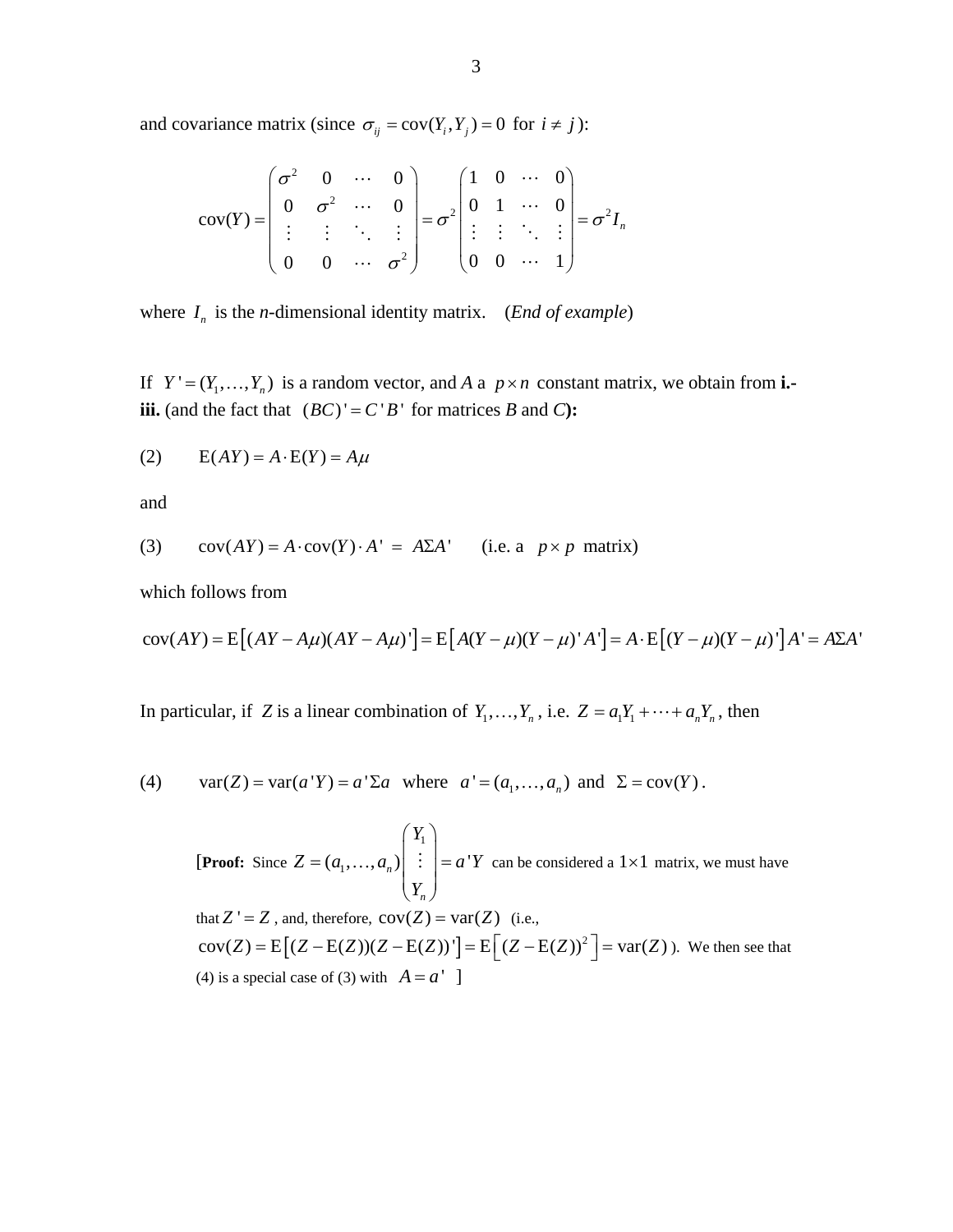and covariance matrix (since $\sigma_{ij} = \text{cov}(Y_i, Y_j) = 0$ for $i \neq j$):

$$\text{cov}(Y) = \begin{pmatrix} \sigma^2 & 0 & \cdots & 0 \\ 0 & \sigma^2 & \cdots & 0 \\ \vdots & \vdots & \ddots & \vdots \\ 0 & 0 & \cdots & \sigma^2 \end{pmatrix} = \sigma^2 \begin{pmatrix} 1 & 0 & \cdots & 0 \\ 0 & 1 & \cdots & 0 \\ \vdots & \vdots & \ddots & \vdots \\ 0 & 0 & \cdots & 1 \end{pmatrix} = \sigma^2 I_n$$

where $I_n$ is the *n*-dimensional identity matrix. (*End of example*)

If $Y' = (Y_1, \ldots, Y_n)$ is a random vector, and *A* a $p \times n$ constant matrix, we obtain from **i.-iii.** (and the fact that $(BC)' = C'B'$ for matrices *B* and *C*):

(2) $\quad \text{E}(AY) = A \cdot \text{E}(Y) = A\mu$

and

(3) $\quad \text{cov}(AY) = A \cdot \text{cov}(Y) \cdot A' = A\Sigma A'$ (i.e. a $p \times p$ matrix)

which follows from

$$\text{cov}(AY) = \text{E}\left[(AY - A\mu)(AY - A\mu)'\right] = \text{E}\left[A(Y-\mu)(Y-\mu)'A'\right] = A \cdot \text{E}\left[(Y-\mu)(Y-\mu)'\right]A' = A\Sigma A'$$

In particular, if $Z$ is a linear combination of $Y_1, \ldots, Y_n$, i.e. $Z = a_1 Y_1 + \cdots + a_n Y_n$, then

(4) $\quad \text{var}(Z) = \text{var}(a'Y) = a'\Sigma a$ where $a' = (a_1, \ldots, a_n)$ and $\Sigma = \text{cov}(Y)$.

[**Proof:** Since $Z = (a_1, \ldots, a_n)\begin{pmatrix} Y_1 \\ \vdots \\ Y_n \end{pmatrix} = a'Y$ can be considered a $1 \times 1$ matrix, we must have that $Z' = Z$, and, therefore, $\text{cov}(Z) = \text{var}(Z)$ (i.e., $\text{cov}(Z) = \text{E}\left[(Z - \text{E}(Z))(Z - \text{E}(Z))'\right] = \text{E}\left[(Z - \text{E}(Z))^2\right] = \text{var}(Z)$ ). We then see that (4) is a special case of (3) with $A = a'$ ]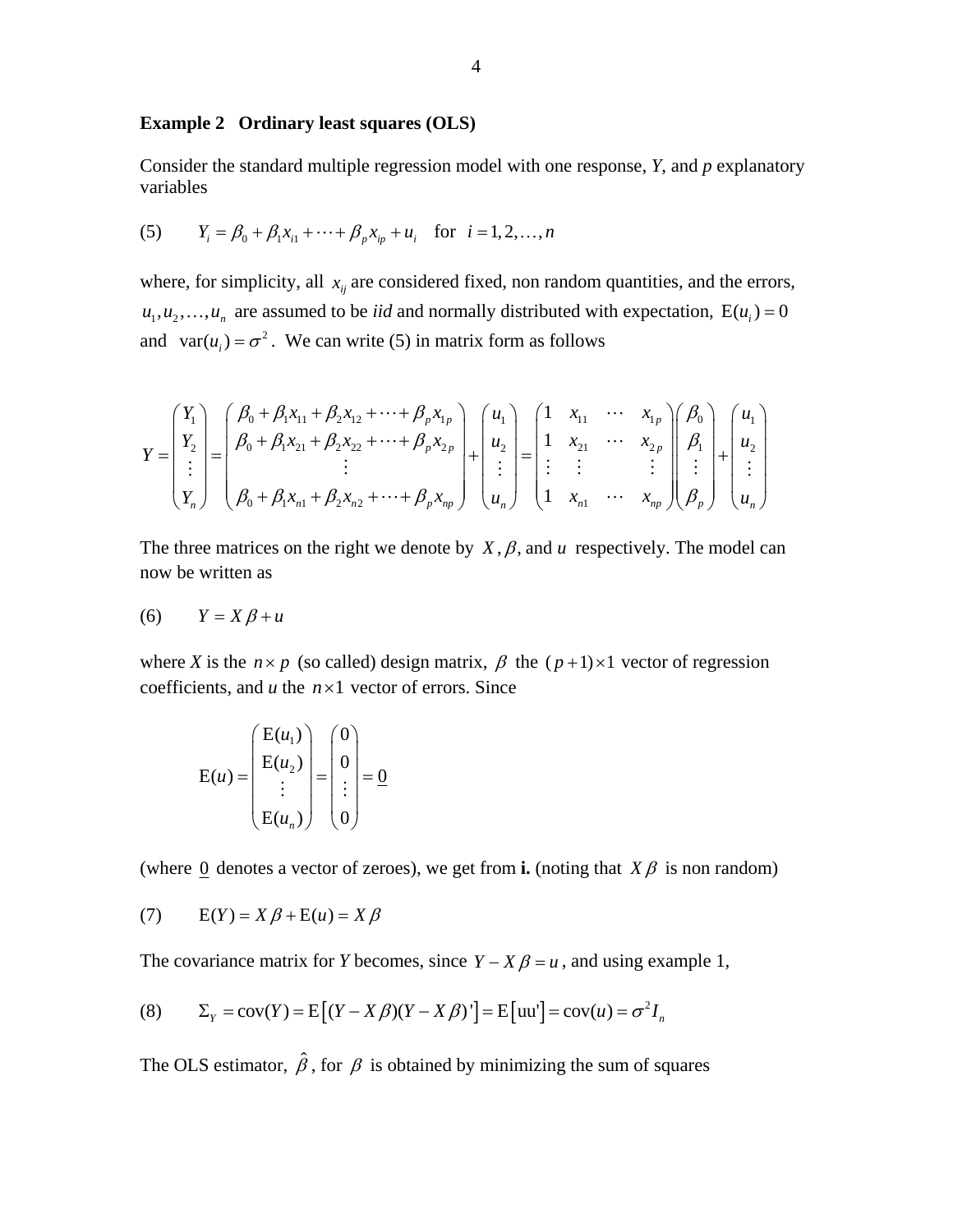**Example 2 Ordinary least squares (OLS)**

Consider the standard multiple regression model with one response, *Y*, and *p* explanatory variables

(5) $$Y_i = \beta_0 + \beta_1 x_{i1} + \cdots + \beta_p x_{ip} + u_i \quad \text{for} \quad i = 1, 2, \ldots, n$$

where, for simplicity, all $x_{ij}$ are considered fixed, non random quantities, and the errors, $u_1, u_2, \ldots, u_n$ are assumed to be *iid* and normally distributed with expectation, $\mathrm{E}(u_i) = 0$ and $\mathrm{var}(u_i) = \sigma^2$. We can write (5) in matrix form as follows

$$Y = \begin{pmatrix} Y_1 \\ Y_2 \\ \vdots \\ Y_n \end{pmatrix} = \begin{pmatrix} \beta_0 + \beta_1 x_{11} + \beta_2 x_{12} + \cdots + \beta_p x_{1p} \\ \beta_0 + \beta_1 x_{21} + \beta_2 x_{22} + \cdots + \beta_p x_{2p} \\ \vdots \\ \beta_0 + \beta_1 x_{n1} + \beta_2 x_{n2} + \cdots + \beta_p x_{np} \end{pmatrix} + \begin{pmatrix} u_1 \\ u_2 \\ \vdots \\ u_n \end{pmatrix} = \begin{pmatrix} 1 & x_{11} & \cdots & x_{1p} \\ 1 & x_{21} & \cdots & x_{2p} \\ \vdots & \vdots & & \vdots \\ 1 & x_{n1} & \cdots & x_{np} \end{pmatrix} \begin{pmatrix} \beta_0 \\ \beta_1 \\ \vdots \\ \beta_p \end{pmatrix} + \begin{pmatrix} u_1 \\ u_2 \\ \vdots \\ u_n \end{pmatrix}$$

The three matrices on the right we denote by $X$, $\beta$, and $u$ respectively. The model can now be written as

(6) $$Y = X\beta + u$$

where *X* is the $n \times p$ (so called) design matrix, $\beta$ the $(p+1) \times 1$ vector of regression coefficients, and *u* the $n \times 1$ vector of errors. Since

$$\mathrm{E}(u) = \begin{pmatrix} \mathrm{E}(u_1) \\ \mathrm{E}(u_2) \\ \vdots \\ \mathrm{E}(u_n) \end{pmatrix} = \begin{pmatrix} 0 \\ 0 \\ \vdots \\ 0 \end{pmatrix} = \underline{0}$$

(where $\underline{0}$ denotes a vector of zeroes), we get from **i.** (noting that $X\beta$ is non random)

(7) $$\mathrm{E}(Y) = X\beta + \mathrm{E}(u) = X\beta$$

The covariance matrix for *Y* becomes, since $Y - X\beta = u$, and using example 1,

(8) $$\Sigma_Y = \mathrm{cov}(Y) = \mathrm{E}\left[(Y - X\beta)(Y - X\beta)'\right] = \mathrm{E}\left[\mathrm{uu}'\right] = \mathrm{cov}(u) = \sigma^2 I_n$$

The OLS estimator, $\hat{\beta}$, for $\beta$ is obtained by minimizing the sum of squares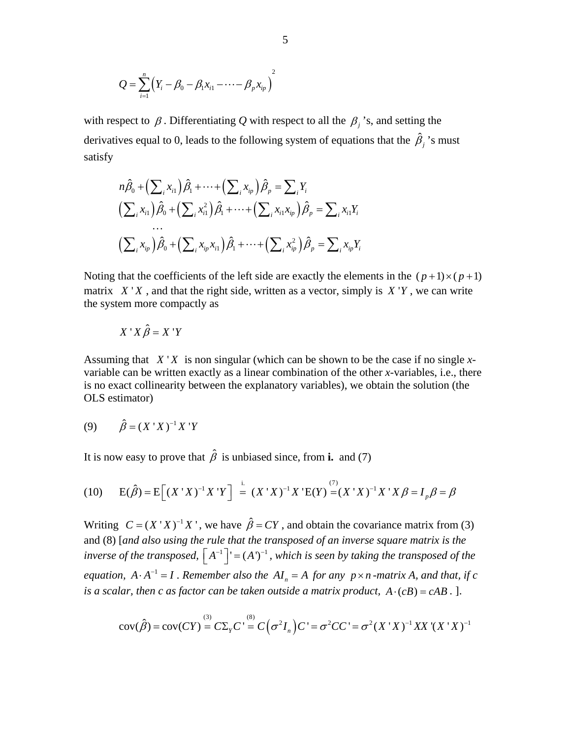$$Q = \sum_{i=1}^{n} \left( Y_i - \beta_0 - \beta_1 x_{i1} - \cdots - \beta_p x_{ip} \right)^2$$

with respect to $\beta$. Differentiating $Q$ with respect to all the $\beta_j$ 's, and setting the derivatives equal to 0, leads to the following system of equations that the $\hat{\beta}_j$ 's must satisfy

$$\begin{aligned}
&n\hat{\beta}_0 + \left(\sum_i x_{i1}\right)\hat{\beta}_1 + \cdots + \left(\sum_i x_{ip}\right)\hat{\beta}_p = \sum_i Y_i \\
&\left(\sum_i x_{i1}\right)\hat{\beta}_0 + \left(\sum_i x_{i1}^2\right)\hat{\beta}_1 + \cdots + \left(\sum_i x_{i1}x_{ip}\right)\hat{\beta}_p = \sum_i x_{i1}Y_i \\
&\qquad\cdots \\
&\left(\sum_i x_{ip}\right)\hat{\beta}_0 + \left(\sum_i x_{ip}x_{i1}\right)\hat{\beta}_1 + \cdots + \left(\sum_i x_{ip}^2\right)\hat{\beta}_p = \sum_i x_{ip}Y_i
\end{aligned}$$

Noting that the coefficients of the left side are exactly the elements in the $(p+1)\times(p+1)$ matrix $X'X$, and that the right side, written as a vector, simply is $X'Y$, we can write the system more compactly as

$$X'X\hat{\beta} = X'Y$$

Assuming that $X'X$ is non singular (which can be shown to be the case if no single *x*-variable can be written exactly as a linear combination of the other *x*-variables, i.e., there is no exact collinearity between the explanatory variables), we obtain the solution (the OLS estimator)

$$\text{(9)} \qquad \hat{\beta} = (X'X)^{-1}X'Y$$

It is now easy to prove that $\hat{\beta}$ is unbiased since, from **i.** and (7)

$$\text{(10)} \qquad \mathrm{E}(\hat{\beta}) = \mathrm{E}\left[(X'X)^{-1}X'Y\right] \overset{\text{i.}}{=} (X'X)^{-1}X'\mathrm{E}(Y) \overset{(7)}{=} (X'X)^{-1}X'X\beta = I_p\beta = \beta$$

Writing $C = (X'X)^{-1}X'$, we have $\hat{\beta} = CY$, and obtain the covariance matrix from (3) and (8) [*and also using the rule that the transposed of an inverse square matrix is the inverse of the transposed,* $\left[A^{-1}\right]' = (A')^{-1}$*, which is seen by taking the transposed of the equation,* $A \cdot A^{-1} = I$*. Remember also the* $AI_n = A$ *for any* $p \times n$*-matrix A, and that, if c is a scalar, then c as factor can be taken outside a matrix product,* $A \cdot (cB) = cAB$. ].

$$\mathrm{cov}(\hat{\beta}) = \mathrm{cov}(CY) \overset{(3)}{=} C\Sigma_Y C' \overset{(8)}{=} C\left(\sigma^2 I_n\right)C' = \sigma^2 CC' = \sigma^2 (X'X)^{-1}XX'(X'X)^{-1}$$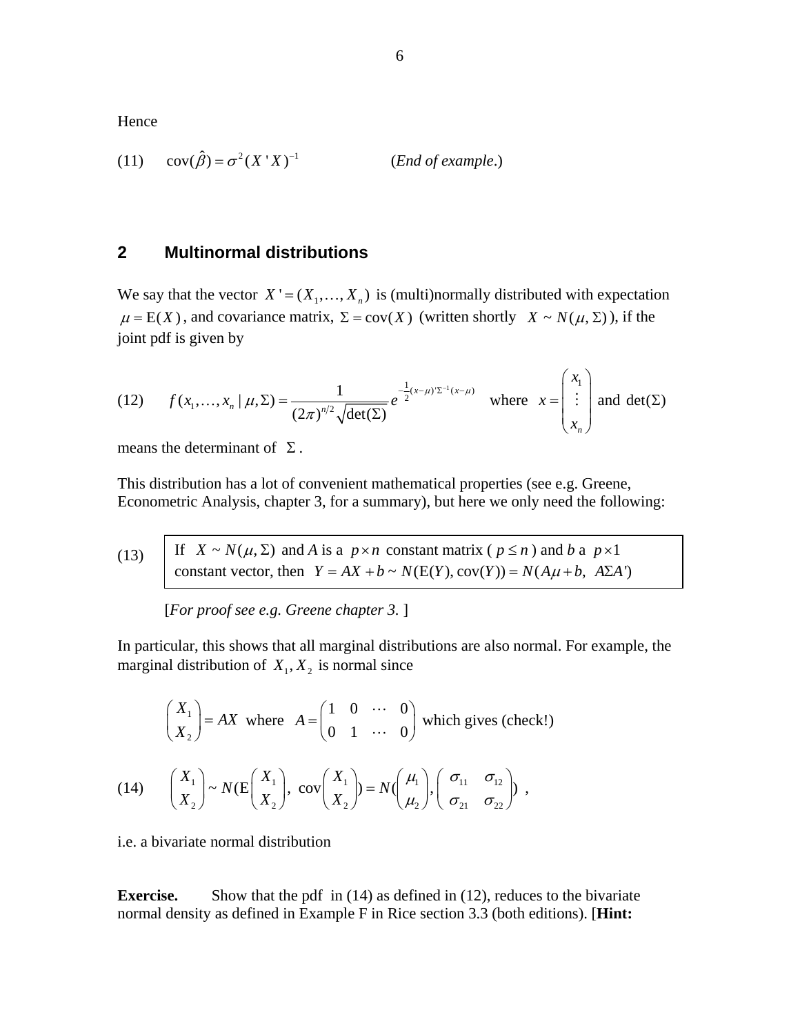Hence

$$\text{(11)} \qquad \text{cov}(\hat{\beta}) = \sigma^2 (X'X)^{-1} \qquad \qquad (\textit{End of example.})$$

## 2 Multinormal distributions

We say that the vector $X' = (X_1, \ldots, X_n)$ is (multi)normally distributed with expectation $\mu = \text{E}(X)$, and covariance matrix, $\Sigma = \text{cov}(X)$ (written shortly $X \sim N(\mu, \Sigma)$), if the joint pdf is given by

$$\text{(12)} \qquad f(x_1, \ldots, x_n \mid \mu, \Sigma) = \frac{1}{(2\pi)^{n/2}\sqrt{\det(\Sigma)}} e^{-\frac{1}{2}(x-\mu)'\Sigma^{-1}(x-\mu)} \quad \text{where} \quad x = \begin{pmatrix} x_1 \\ \vdots \\ x_n \end{pmatrix} \text{ and } \det(\Sigma)$$

means the determinant of $\Sigma$.

This distribution has a lot of convenient mathematical properties (see e.g. Greene, Econometric Analysis, chapter 3, for a summary), but here we only need the following:

(13) If $X \sim N(\mu, \Sigma)$ and $A$ is a $p \times n$ constant matrix ($p \leq n$) and $b$ a $p \times 1$ constant vector, then $Y = AX + b \sim N(\text{E}(Y), \text{cov}(Y)) = N(A\mu + b, \; A\Sigma A')$

[*For proof see e.g. Greene chapter 3.* ]

In particular, this shows that all marginal distributions are also normal. For example, the marginal distribution of $X_1, X_2$ is normal since

$$\begin{pmatrix} X_1 \\ X_2 \end{pmatrix} = AX \quad \text{where} \quad A = \begin{pmatrix} 1 & 0 & \cdots & 0 \\ 0 & 1 & \cdots & 0 \end{pmatrix} \text{ which gives (check!)}$$

$$\text{(14)} \qquad \begin{pmatrix} X_1 \\ X_2 \end{pmatrix} \sim N(\text{E}\begin{pmatrix} X_1 \\ X_2 \end{pmatrix}, \; \text{cov}\begin{pmatrix} X_1 \\ X_2 \end{pmatrix}) = N(\begin{pmatrix} \mu_1 \\ \mu_2 \end{pmatrix}, \begin{pmatrix} \sigma_{11} & \sigma_{12} \\ \sigma_{21} & \sigma_{22} \end{pmatrix}) \; ,$$

i.e. a bivariate normal distribution

**Exercise.** Show that the pdf in (14) as defined in (12), reduces to the bivariate normal density as defined in Example F in Rice section 3.3 (both editions). [**Hint:**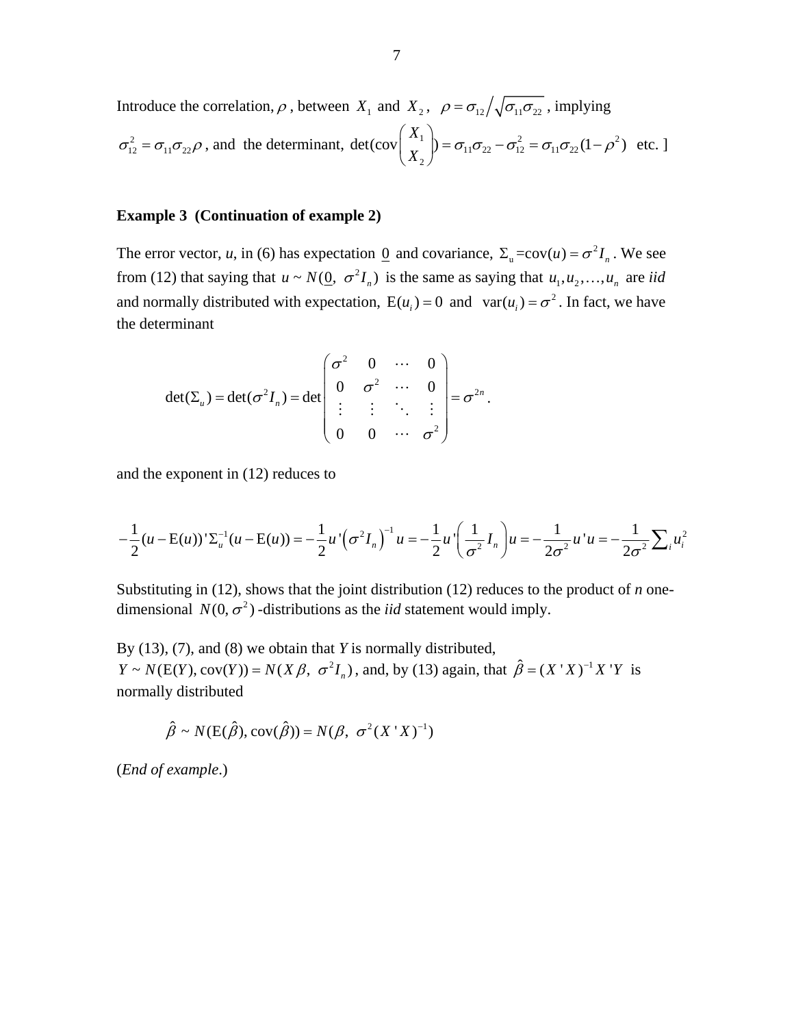Introduce the correlation, $\rho$ , between $X_1$ and $X_2$ , $\rho = \sigma_{12} \big/ \sqrt{\sigma_{11}\sigma_{22}}$ , implying $\sigma_{12}^2 = \sigma_{11}\sigma_{22}\rho$ , and the determinant, $\det(\text{cov}\begin{pmatrix} X_1 \\ X_2 \end{pmatrix}) = \sigma_{11}\sigma_{22} - \sigma_{12}^2 = \sigma_{11}\sigma_{22}(1-\rho^2)$ etc. ]

**Example 3 (Continuation of example 2)**

The error vector, *u*, in (6) has expectation $\underline{0}$ and covariance, $\Sigma_u = \text{cov}(u) = \sigma^2 I_n$ . We see from (12) that saying that $u \sim N(\underline{0},\ \sigma^2 I_n)$ is the same as saying that $u_1, u_2, \ldots, u_n$ are *iid* and normally distributed with expectation, $\text{E}(u_i) = 0$ and $\text{var}(u_i) = \sigma^2$ . In fact, we have the determinant

$$\det(\Sigma_u) = \det(\sigma^2 I_n) = \det\begin{pmatrix} \sigma^2 & 0 & \cdots & 0 \\ 0 & \sigma^2 & \cdots & 0 \\ \vdots & \vdots & \ddots & \vdots \\ 0 & 0 & \cdots & \sigma^2 \end{pmatrix} = \sigma^{2n} .$$

and the exponent in (12) reduces to

$$-\frac{1}{2}(u - \text{E}(u))'\Sigma_u^{-1}(u - \text{E}(u)) = -\frac{1}{2}u'\left(\sigma^2 I_n\right)^{-1}u = -\frac{1}{2}u'\left(\frac{1}{\sigma^2}I_n\right)u = -\frac{1}{2\sigma^2}u'u = -\frac{1}{2\sigma^2}\sum_i u_i^2$$

Substituting in (12), shows that the joint distribution (12) reduces to the product of *n* one-dimensional $N(0,\sigma^2)$ -distributions as the *iid* statement would imply.

By (13), (7), and (8) we obtain that *Y* is normally distributed, $Y \sim N(\text{E}(Y), \text{cov}(Y)) = N(X\beta,\ \sigma^2 I_n)$ , and, by (13) again, that $\hat{\beta} = (X'X)^{-1}X'Y$ is normally distributed

$$\hat{\beta} \sim N(\text{E}(\hat{\beta}), \text{cov}(\hat{\beta})) = N(\beta,\ \sigma^2 (X'X)^{-1})$$

(*End of example*.)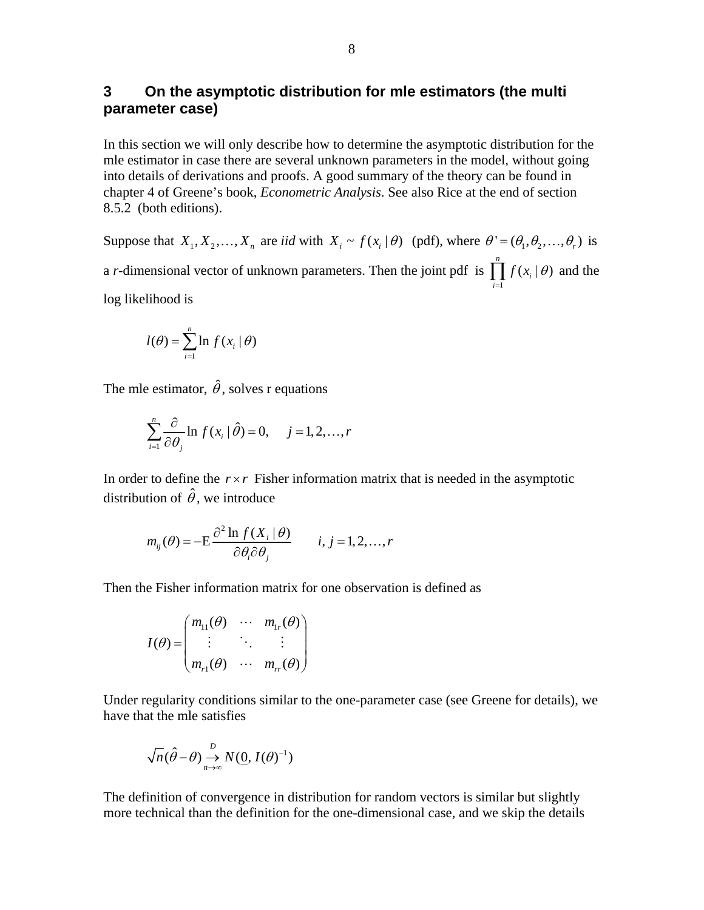## 3 On the asymptotic distribution for mle estimators (the multi parameter case)

In this section we will only describe how to determine the asymptotic distribution for the mle estimator in case there are several unknown parameters in the model, without going into details of derivations and proofs. A good summary of the theory can be found in chapter 4 of Greene's book, *Econometric Analysis*. See also Rice at the end of section 8.5.2 (both editions).

Suppose that $X_1, X_2, \ldots, X_n$ are *iid* with $X_i \sim f(x_i \mid \theta)$ (pdf), where $\theta' = (\theta_1, \theta_2, \ldots, \theta_r)$ is a *r*-dimensional vector of unknown parameters. Then the joint pdf is $\prod_{i=1}^{n} f(x_i \mid \theta)$ and the log likelihood is

$$l(\theta) = \sum_{i=1}^{n} \ln f(x_i \mid \theta)$$

The mle estimator, $\hat{\theta}$, solves r equations

$$\sum_{i=1}^{n} \frac{\partial}{\partial \theta_j} \ln f(x_i \mid \hat{\theta}) = 0, \qquad j = 1, 2, \ldots, r$$

In order to define the $r \times r$ Fisher information matrix that is needed in the asymptotic distribution of $\hat{\theta}$, we introduce

$$m_{ij}(\theta) = -\mathrm{E} \frac{\partial^2 \ln f(X_i \mid \theta)}{\partial \theta_i \partial \theta_j} \qquad i, j = 1, 2, \ldots, r$$

Then the Fisher information matrix for one observation is defined as

$$I(\theta) = \begin{pmatrix} m_{11}(\theta) & \cdots & m_{1r}(\theta) \\ \vdots & \ddots & \vdots \\ m_{r1}(\theta) & \cdots & m_{rr}(\theta) \end{pmatrix}$$

Under regularity conditions similar to the one-parameter case (see Greene for details), we have that the mle satisfies

$$\sqrt{n}(\hat{\theta} - \theta) \underset{n \to \infty}{\overset{D}{\to}} N(\underline{0}, I(\theta)^{-1})$$

The definition of convergence in distribution for random vectors is similar but slightly more technical than the definition for the one-dimensional case, and we skip the details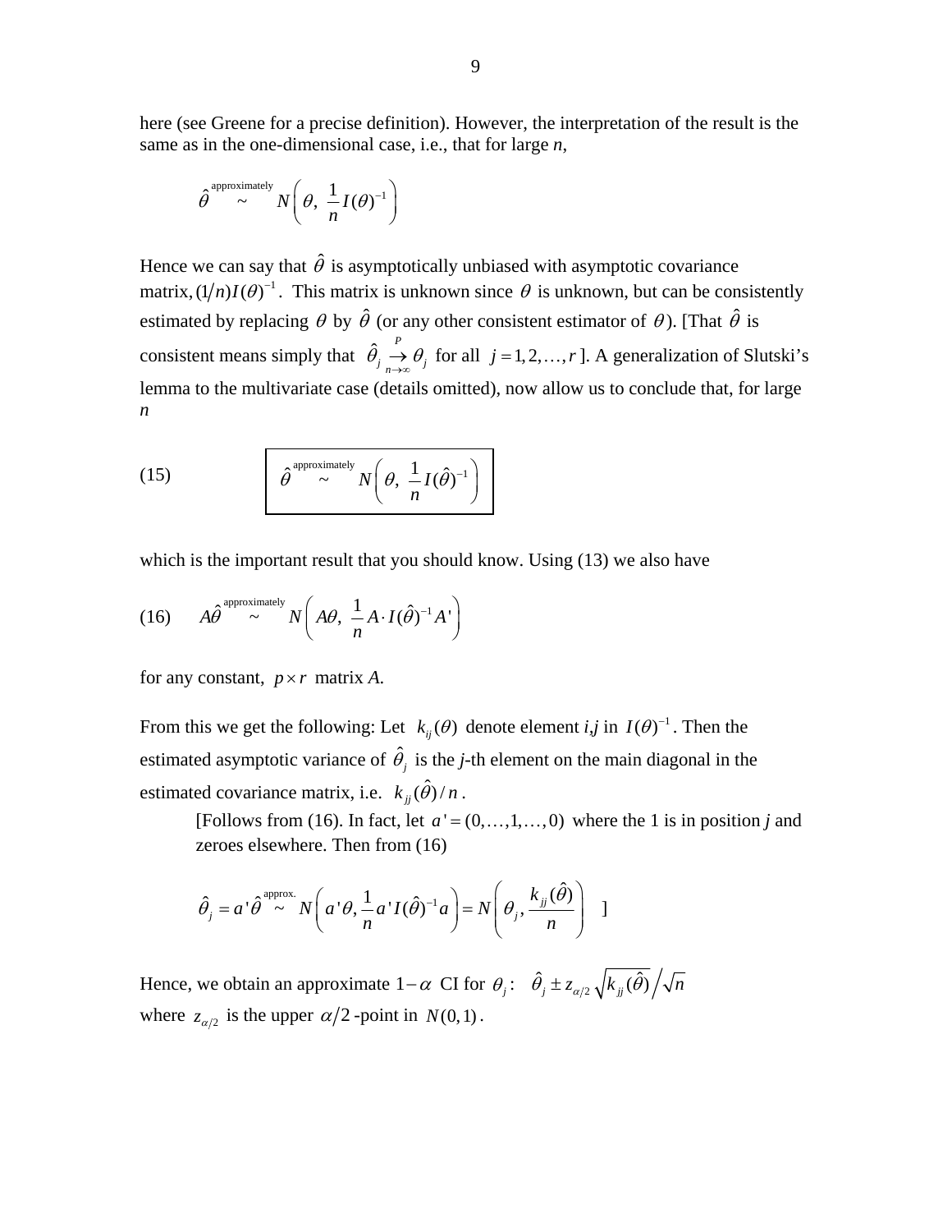here (see Greene for a precise definition). However, the interpretation of the result is the same as in the one-dimensional case, i.e., that for large *n*,

$$\hat{\theta} \overset{\text{approximately}}{\sim} N\left( \theta,\ \frac{1}{n} I(\theta)^{-1} \right)$$

Hence we can say that $\hat{\theta}$ is asymptotically unbiased with asymptotic covariance matrix, $(1/n)I(\theta)^{-1}$. This matrix is unknown since $\theta$ is unknown, but can be consistently estimated by replacing $\theta$ by $\hat{\theta}$ (or any other consistent estimator of $\theta$). [That $\hat{\theta}$ is consistent means simply that $\hat{\theta}_j \underset{n\to\infty}{\overset{P}{\to}} \theta_j$ for all $j = 1, 2, \ldots, r$ ]. A generalization of Slutski's lemma to the multivariate case (details omitted), now allow us to conclude that, for large *n*

$$\text{(15)} \qquad \boxed{\hat{\theta} \overset{\text{approximately}}{\sim} N\left( \theta,\ \frac{1}{n} I(\hat{\theta})^{-1} \right)}$$

which is the important result that you should know. Using (13) we also have

$$\text{(16)} \qquad A\hat{\theta} \overset{\text{approximately}}{\sim} N\left( A\theta,\ \frac{1}{n} A \cdot I(\hat{\theta})^{-1} A' \right)$$

for any constant, $p \times r$ matrix *A*.

From this we get the following: Let $k_{ij}(\theta)$ denote element *i,j* in $I(\theta)^{-1}$. Then the estimated asymptotic variance of $\hat{\theta}_j$ is the *j*-th element on the main diagonal in the estimated covariance matrix, i.e. $k_{jj}(\hat{\theta})/n$.

> [Follows from (16). In fact, let $a' = (0, \ldots, 1, \ldots, 0)$ where the 1 is in position *j* and zeroes elsewhere. Then from (16)
>
> $$\hat{\theta}_j = a'\hat{\theta} \overset{\text{approx.}}{\sim} N\left( a'\theta, \frac{1}{n} a' I(\hat{\theta})^{-1} a \right) = N\left( \theta_j, \frac{k_{jj}(\hat{\theta})}{n} \right) \quad ]$$

Hence, we obtain an approximate $1-\alpha$ CI for $\theta_j$: $\hat{\theta}_j \pm z_{\alpha/2} \sqrt{k_{jj}(\hat{\theta})} \Big/ \sqrt{n}$ where $z_{\alpha/2}$ is the upper $\alpha/2$ -point in $N(0,1)$.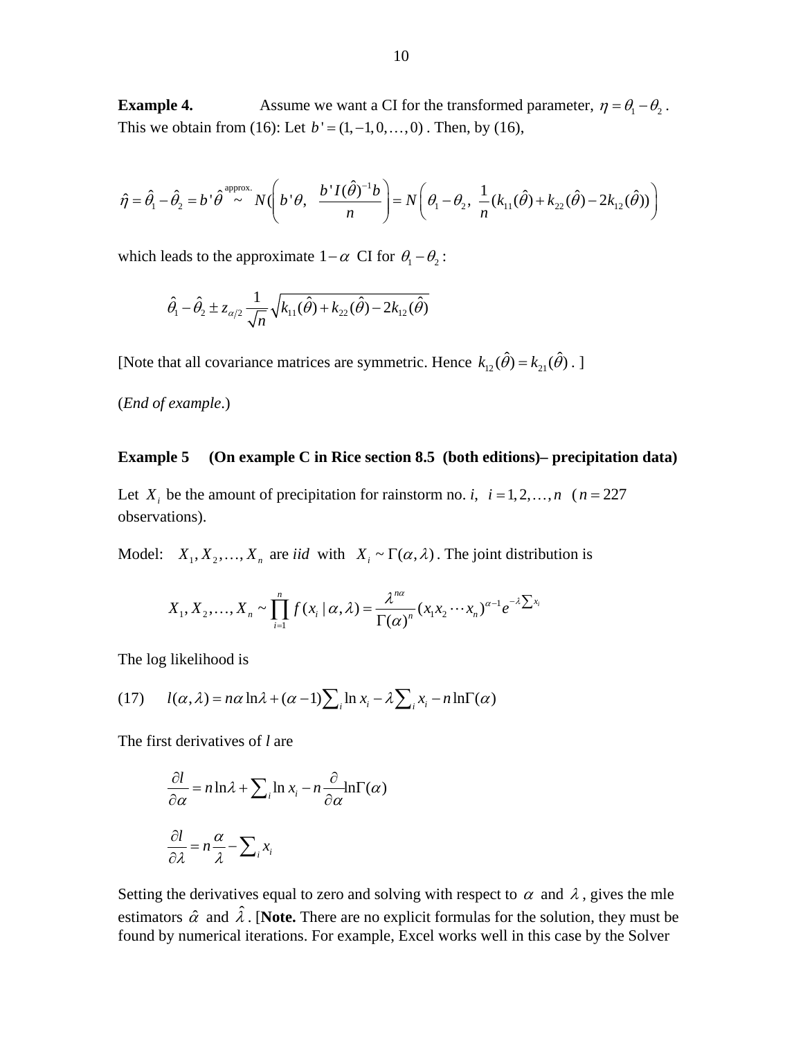**Example 4.** Assume we want a CI for the transformed parameter, $\eta = \theta_1 - \theta_2$. This we obtain from (16): Let $b' = (1, -1, 0, \ldots, 0)$. Then, by (16),

$$\hat{\eta} = \hat{\theta}_1 - \hat{\theta}_2 = b'\hat{\theta} \overset{\text{approx.}}{\sim} N\left( b'\theta,\ \frac{b' I(\hat{\theta})^{-1} b}{n} \right) = N\left( \theta_1 - \theta_2,\ \frac{1}{n}(k_{11}(\hat{\theta}) + k_{22}(\hat{\theta}) - 2k_{12}(\hat{\theta})) \right)$$

which leads to the approximate $1-\alpha$ CI for $\theta_1 - \theta_2$:

$$\hat{\theta}_1 - \hat{\theta}_2 \pm z_{\alpha/2} \frac{1}{\sqrt{n}} \sqrt{k_{11}(\hat{\theta}) + k_{22}(\hat{\theta}) - 2k_{12}(\hat{\theta})}$$

[Note that all covariance matrices are symmetric. Hence $k_{12}(\hat{\theta}) = k_{21}(\hat{\theta})$. ]

(*End of example*.)

**Example 5 (On example C in Rice section 8.5 (both editions)– precipitation data)**

Let $X_i$ be the amount of precipitation for rainstorm no. *i*, $i = 1, 2, \ldots, n$ ($n = 227$ observations).

Model: $X_1, X_2, \ldots, X_n$ are *iid* with $X_i \sim \Gamma(\alpha, \lambda)$. The joint distribution is

$$X_1, X_2, \ldots, X_n \sim \prod_{i=1}^{n} f(x_i \mid \alpha, \lambda) = \frac{\lambda^{n\alpha}}{\Gamma(\alpha)^n}(x_1 x_2 \cdots x_n)^{\alpha-1} e^{-\lambda \sum x_i}$$

The log likelihood is

$$(17) \qquad l(\alpha, \lambda) = n\alpha \ln\lambda + (\alpha - 1)\sum_i \ln x_i - \lambda \sum_i x_i - n \ln\Gamma(\alpha)$$

The first derivatives of *l* are

$$\frac{\partial l}{\partial \alpha} = n \ln\lambda + \sum_i \ln x_i - n \frac{\partial}{\partial \alpha} \ln\Gamma(\alpha)$$

$$\frac{\partial l}{\partial \lambda} = n \frac{\alpha}{\lambda} - \sum_i x_i$$

Setting the derivatives equal to zero and solving with respect to $\alpha$ and $\lambda$, gives the mle estimators $\hat{\alpha}$ and $\hat{\lambda}$. [**Note.** There are no explicit formulas for the solution, they must be found by numerical iterations. For example, Excel works well in this case by the Solver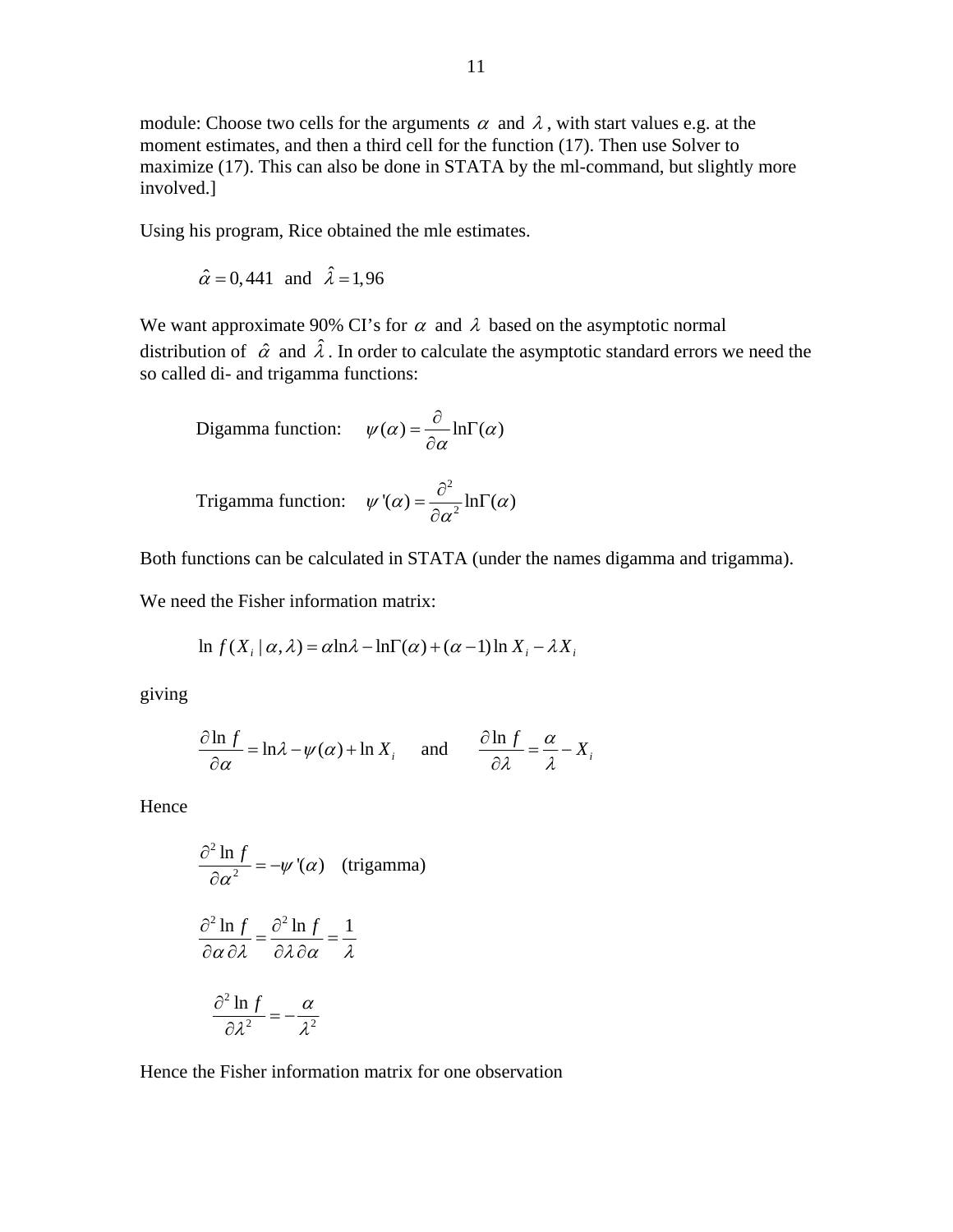module: Choose two cells for the arguments $\alpha$ and $\lambda$, with start values e.g. at the moment estimates, and then a third cell for the function (17). Then use Solver to maximize (17). This can also be done in STATA by the ml-command, but slightly more involved.]

Using his program, Rice obtained the mle estimates.

$$\hat{\alpha} = 0,441 \quad \text{and} \quad \hat{\lambda} = 1,96$$

We want approximate 90% CI's for $\alpha$ and $\lambda$ based on the asymptotic normal distribution of $\hat{\alpha}$ and $\hat{\lambda}$. In order to calculate the asymptotic standard errors we need the so called di- and trigamma functions:

$$\text{Digamma function:} \quad \psi(\alpha) = \frac{\partial}{\partial \alpha} \ln\Gamma(\alpha)$$

$$\text{Trigamma function:} \quad \psi'(\alpha) = \frac{\partial^2}{\partial \alpha^2} \ln\Gamma(\alpha)$$

Both functions can be calculated in STATA (under the names digamma and trigamma).

We need the Fisher information matrix:

$$\ln f(X_i \mid \alpha, \lambda) = \alpha \ln\lambda - \ln\Gamma(\alpha) + (\alpha - 1)\ln X_i - \lambda X_i$$

giving

$$\frac{\partial \ln f}{\partial \alpha} = \ln\lambda - \psi(\alpha) + \ln X_i \quad \text{and} \quad \frac{\partial \ln f}{\partial \lambda} = \frac{\alpha}{\lambda} - X_i$$

Hence

$$\frac{\partial^2 \ln f}{\partial \alpha^2} = -\psi'(\alpha) \quad \text{(trigamma)}$$

$$\frac{\partial^2 \ln f}{\partial \alpha \, \partial \lambda} = \frac{\partial^2 \ln f}{\partial \lambda \, \partial \alpha} = \frac{1}{\lambda}$$

$$\frac{\partial^2 \ln f}{\partial \lambda^2} = -\frac{\alpha}{\lambda^2}$$

Hence the Fisher information matrix for one observation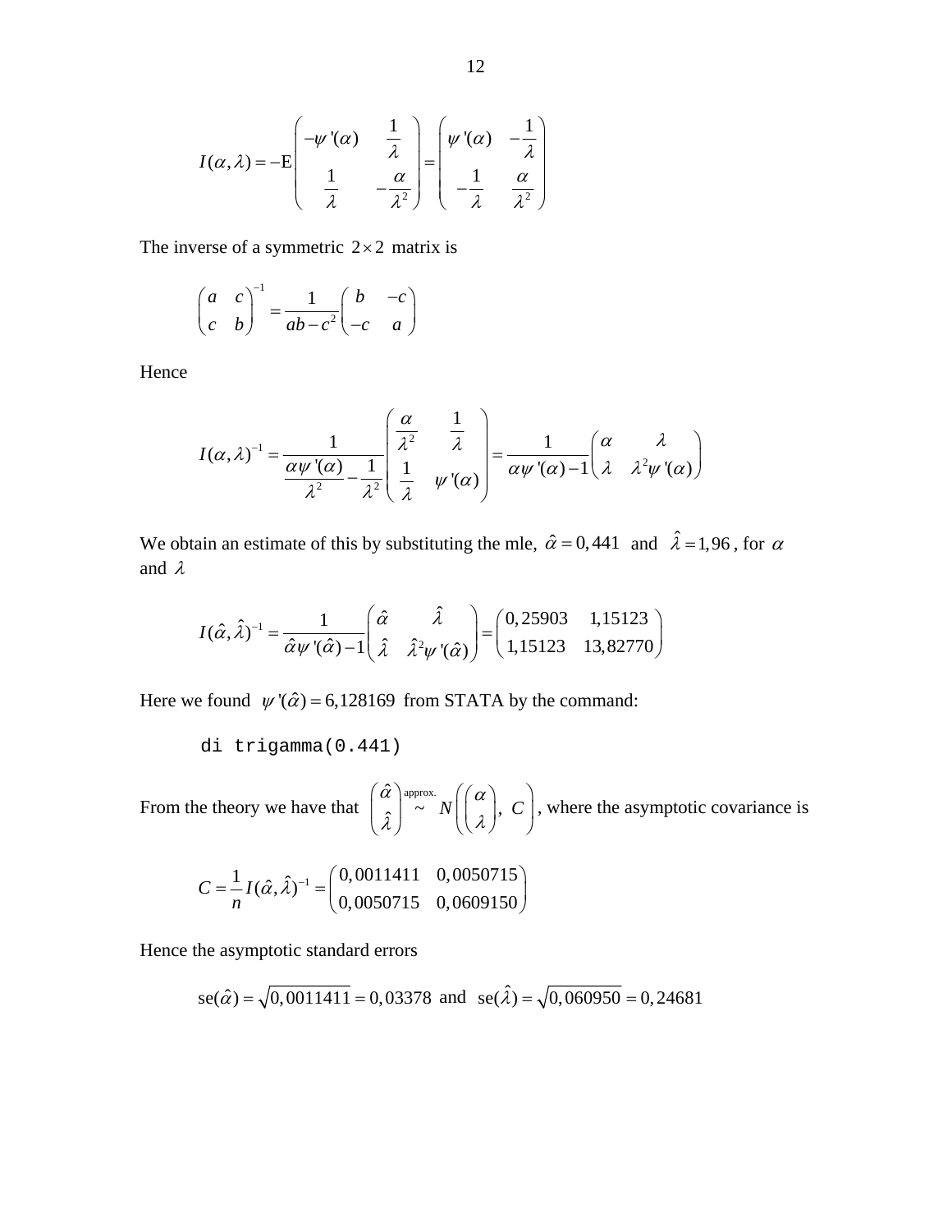$$I(\alpha,\lambda) = -\mathrm{E}\begin{pmatrix} -\psi'(\alpha) & \dfrac{1}{\lambda} \\ \dfrac{1}{\lambda} & -\dfrac{\alpha}{\lambda^2} \end{pmatrix} = \begin{pmatrix} \psi'(\alpha) & -\dfrac{1}{\lambda} \\ -\dfrac{1}{\lambda} & \dfrac{\alpha}{\lambda^2} \end{pmatrix}$$

The inverse of a symmetric $2\times 2$ matrix is

$$\begin{pmatrix} a & c \\ c & b \end{pmatrix}^{-1} = \frac{1}{ab-c^2}\begin{pmatrix} b & -c \\ -c & a \end{pmatrix}$$

Hence

$$I(\alpha,\lambda)^{-1} = \frac{1}{\dfrac{\alpha\psi'(\alpha)}{\lambda^2} - \dfrac{1}{\lambda^2}}\begin{pmatrix} \dfrac{\alpha}{\lambda^2} & \dfrac{1}{\lambda} \\ \dfrac{1}{\lambda} & \psi'(\alpha) \end{pmatrix} = \frac{1}{\alpha\psi'(\alpha)-1}\begin{pmatrix} \alpha & \lambda \\ \lambda & \lambda^2\psi'(\alpha) \end{pmatrix}$$

We obtain an estimate of this by substituting the mle, $\hat{\alpha} = 0,441$ and $\hat{\lambda} = 1,96$, for $\alpha$ and $\lambda$

$$I(\hat{\alpha},\hat{\lambda})^{-1} = \frac{1}{\hat{\alpha}\psi'(\hat{\alpha})-1}\begin{pmatrix} \hat{\alpha} & \hat{\lambda} \\ \hat{\lambda} & \hat{\lambda}^2\psi'(\hat{\alpha}) \end{pmatrix} = \begin{pmatrix} 0,25903 & 1,15123 \\ 1,15123 & 13,82770 \end{pmatrix}$$

Here we found $\psi'(\hat{\alpha}) = 6,128169$ from STATA by the command:

```
di trigamma(0.441)
```

From the theory we have that $\begin{pmatrix} \hat{\alpha} \\ \hat{\lambda} \end{pmatrix} \overset{\text{approx.}}{\sim} N\left(\begin{pmatrix} \alpha \\ \lambda \end{pmatrix},\ C\right)$, where the asymptotic covariance is

$$C = \frac{1}{n} I(\hat{\alpha},\hat{\lambda})^{-1} = \begin{pmatrix} 0,0011411 & 0,0050715 \\ 0,0050715 & 0,0609150 \end{pmatrix}$$

Hence the asymptotic standard errors

$$\mathrm{se}(\hat{\alpha}) = \sqrt{0,0011411} = 0,03378 \text{ and } \mathrm{se}(\hat{\lambda}) = \sqrt{0,060950} = 0,24681$$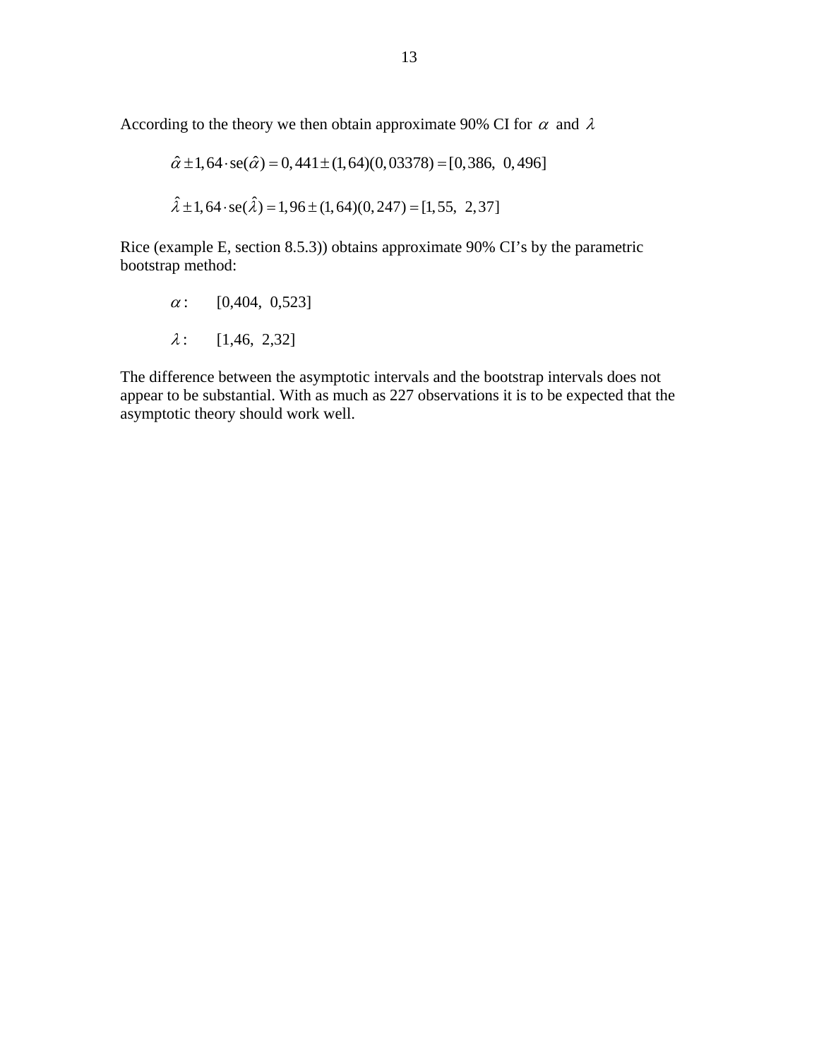According to the theory we then obtain approximate 90% CI for $\alpha$ and $\lambda$

$$\hat{\alpha} \pm 1,64 \cdot \text{se}(\hat{\alpha}) = 0,441 \pm (1,64)(0,03378) = [0,386,\ \ 0,496]$$

$$\hat{\lambda} \pm 1,64 \cdot \text{se}(\hat{\lambda}) = 1,96 \pm (1,64)(0,247) = [1,55,\ \ 2,37]$$

Rice (example E, section 8.5.3)) obtains approximate 90% CI's by the parametric bootstrap method:

$\alpha$ : [0,404, 0,523]

$\lambda$ : [1,46, 2,32]

The difference between the asymptotic intervals and the bootstrap intervals does not appear to be substantial. With as much as 227 observations it is to be expected that the asymptotic theory should work well.